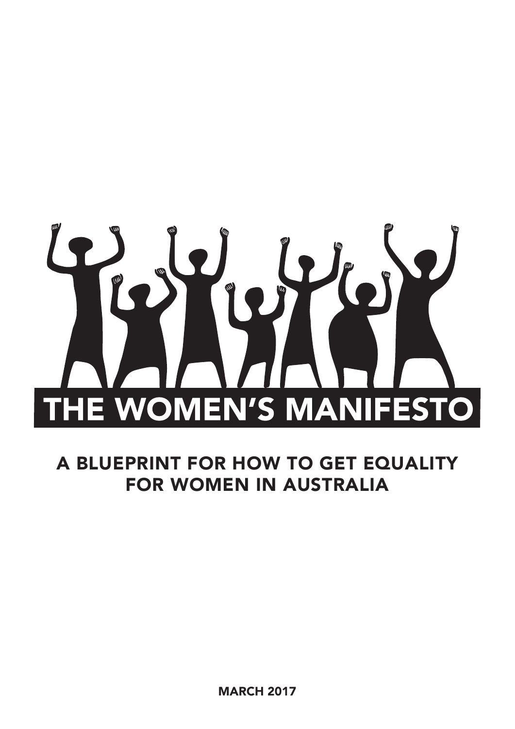# THE WOMEN'S MANIFESTO

## A BLUEPRINT FOR HOW TO GET EQUALITY FOR WOMEN IN AUSTRALIA

**MARCH 2017**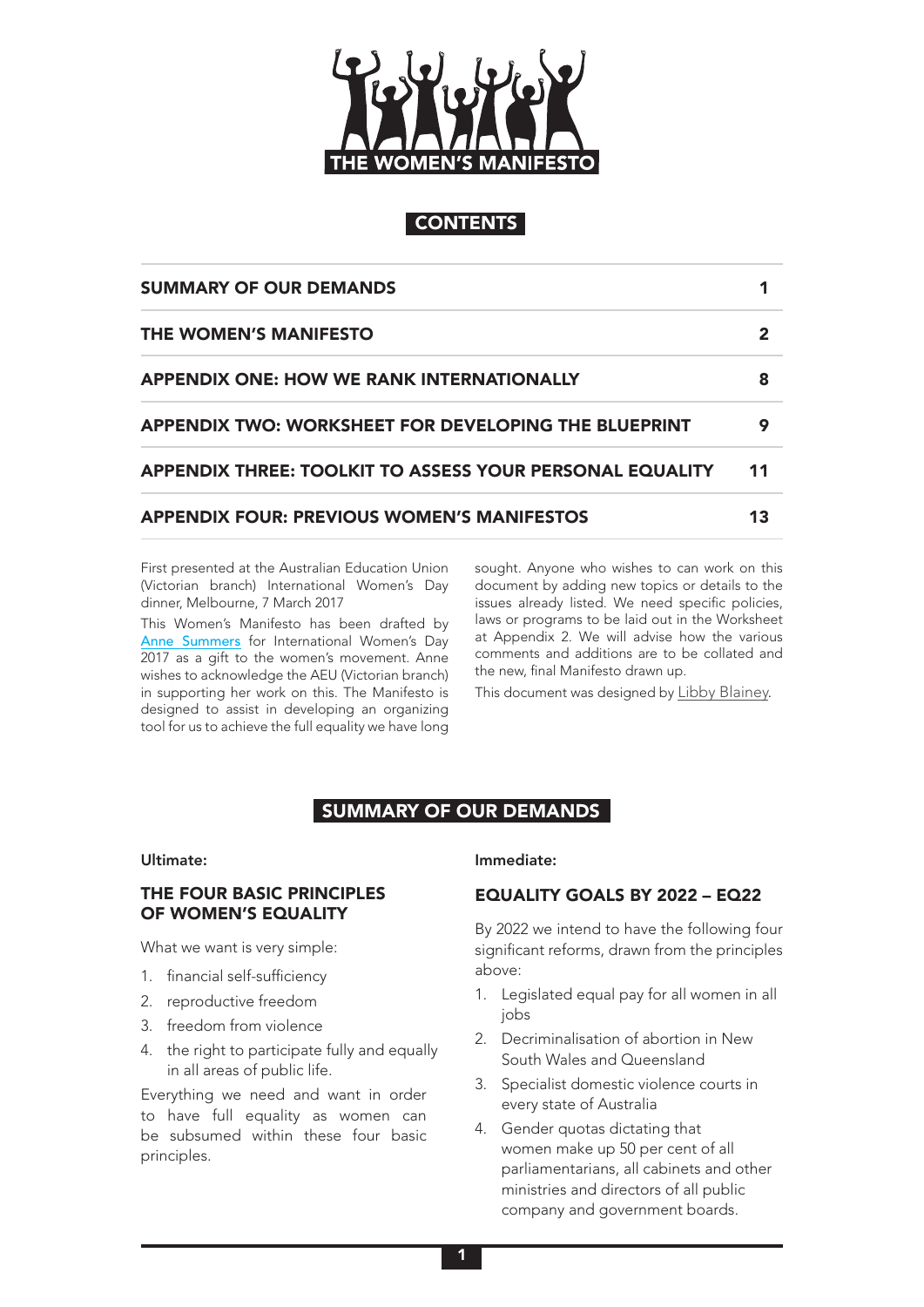# THE WOMEN'S MANIFESTO

## CONTENTS

| | |
|---|---|
| **SUMMARY OF OUR DEMANDS** | **1** |
| **THE WOMEN'S MANIFESTO** | **2** |
| **APPENDIX ONE: HOW WE RANK INTERNATIONALLY** | **8** |
| **APPENDIX TWO: WORKSHEET FOR DEVELOPING THE BLUEPRINT** | **9** |
| **APPENDIX THREE: TOOLKIT TO ASSESS YOUR PERSONAL EQUALITY** | **11** |
| **APPENDIX FOUR: PREVIOUS WOMEN'S MANIFESTOS** | **13** |

First presented at the Australian Education Union (Victorian branch) International Women's Day dinner, Melbourne, 7 March 2017

This Women's Manifesto has been drafted by Anne Summers for International Women's Day 2017 as a gift to the women's movement. Anne wishes to acknowledge the AEU (Victorian branch) in supporting her work on this. The Manifesto is designed to assist in developing an organizing tool for us to achieve the full equality we have long sought. Anyone who wishes to can work on this document by adding new topics or details to the issues already listed. We need specific policies, laws or programs to be laid out in the Worksheet at Appendix 2. We will advise how the various comments and additions are to be collated and the new, final Manifesto drawn up.

This document was designed by Libby Blainey.

## SUMMARY OF OUR DEMANDS

**Ultimate:**

### THE FOUR BASIC PRINCIPLES OF WOMEN'S EQUALITY

What we want is very simple:

1. financial self-sufficiency
2. reproductive freedom
3. freedom from violence
4. the right to participate fully and equally in all areas of public life.

Everything we need and want in order to have full equality as women can be subsumed within these four basic principles.

**Immediate:**

### EQUALITY GOALS BY 2022 – EQ22

By 2022 we intend to have the following four significant reforms, drawn from the principles above:

1. Legislated equal pay for all women in all jobs
2. Decriminalisation of abortion in New South Wales and Queensland
3. Specialist domestic violence courts in every state of Australia
4. Gender quotas dictating that women make up 50 per cent of all parliamentarians, all cabinets and other ministries and directors of all public company and government boards.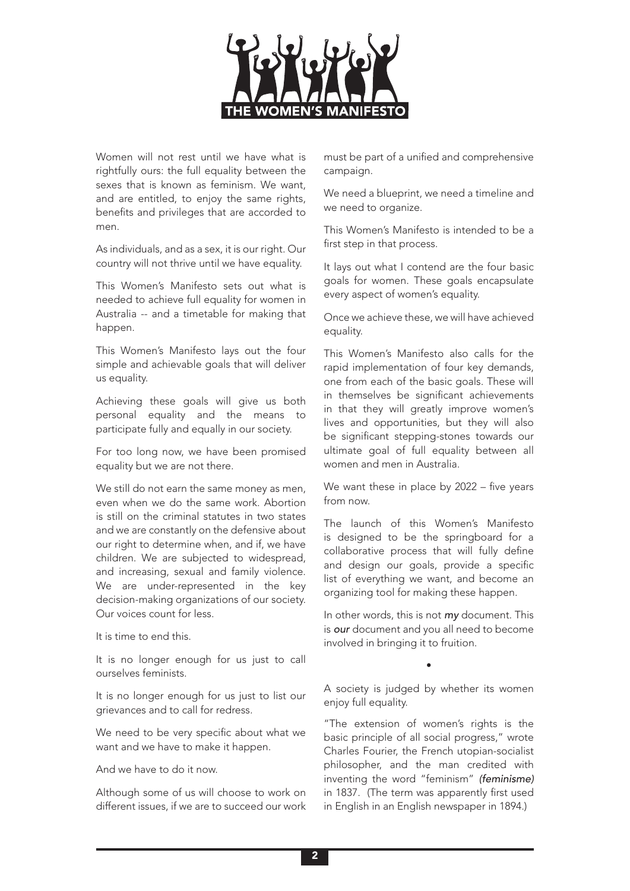Women will not rest until we have what is rightfully ours: the full equality between the sexes that is known as feminism. We want, and are entitled, to enjoy the same rights, benefits and privileges that are accorded to men.

As individuals, and as a sex, it is our right. Our country will not thrive until we have equality.

This Women's Manifesto sets out what is needed to achieve full equality for women in Australia -- and a timetable for making that happen.

This Women's Manifesto lays out the four simple and achievable goals that will deliver us equality.

Achieving these goals will give us both personal equality and the means to participate fully and equally in our society.

For too long now, we have been promised equality but we are not there.

We still do not earn the same money as men, even when we do the same work. Abortion is still on the criminal statutes in two states and we are constantly on the defensive about our right to determine when, and if, we have children. We are subjected to widespread, and increasing, sexual and family violence. We are under-represented in the key decision-making organizations of our society. Our voices count for less.

It is time to end this.

It is no longer enough for us just to call ourselves feminists.

It is no longer enough for us just to list our grievances and to call for redress.

We need to be very specific about what we want and we have to make it happen.

And we have to do it now.

Although some of us will choose to work on different issues, if we are to succeed our work must be part of a unified and comprehensive campaign.

We need a blueprint, we need a timeline and we need to organize.

This Women's Manifesto is intended to be a first step in that process.

It lays out what I contend are the four basic goals for women. These goals encapsulate every aspect of women's equality.

Once we achieve these, we will have achieved equality.

This Women's Manifesto also calls for the rapid implementation of four key demands, one from each of the basic goals. These will in themselves be significant achievements in that they will greatly improve women's lives and opportunities, but they will also be significant stepping-stones towards our ultimate goal of full equality between all women and men in Australia.

We want these in place by 2022 – five years from now.

The launch of this Women's Manifesto is designed to be the springboard for a collaborative process that will fully define and design our goals, provide a specific list of everything we want, and become an organizing tool for making these happen.

In other words, this is not ***my*** document. This is ***our*** document and you all need to become involved in bringing it to fruition.

•

A society is judged by whether its women enjoy full equality.

"The extension of women's rights is the basic principle of all social progress," wrote Charles Fourier, the French utopian-socialist philosopher, and the man credited with inventing the word "feminism" *(feminisme)* in 1837. (The term was apparently first used in English in an English newspaper in 1894.)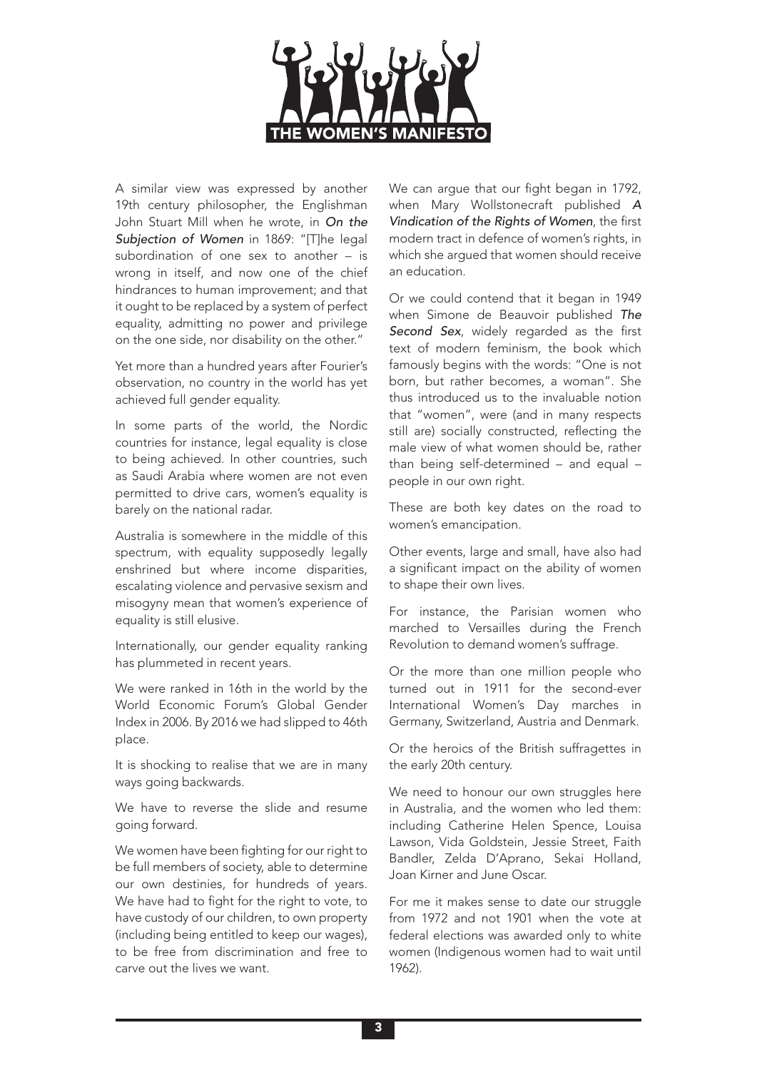A similar view was expressed by another 19th century philosopher, the Englishman John Stuart Mill when he wrote, in *On the Subjection of Women* in 1869: "[T]he legal subordination of one sex to another – is wrong in itself, and now one of the chief hindrances to human improvement; and that it ought to be replaced by a system of perfect equality, admitting no power and privilege on the one side, nor disability on the other."

Yet more than a hundred years after Fourier's observation, no country in the world has yet achieved full gender equality.

In some parts of the world, the Nordic countries for instance, legal equality is close to being achieved. In other countries, such as Saudi Arabia where women are not even permitted to drive cars, women's equality is barely on the national radar.

Australia is somewhere in the middle of this spectrum, with equality supposedly legally enshrined but where income disparities, escalating violence and pervasive sexism and misogyny mean that women's experience of equality is still elusive.

Internationally, our gender equality ranking has plummeted in recent years.

We were ranked in 16th in the world by the World Economic Forum's Global Gender Index in 2006. By 2016 we had slipped to 46th place.

It is shocking to realise that we are in many ways going backwards.

We have to reverse the slide and resume going forward.

We women have been fighting for our right to be full members of society, able to determine our own destinies, for hundreds of years. We have had to fight for the right to vote, to have custody of our children, to own property (including being entitled to keep our wages), to be free from discrimination and free to carve out the lives we want.

We can argue that our fight began in 1792, when Mary Wollstonecraft published *A Vindication of the Rights of Women*, the first modern tract in defence of women's rights, in which she argued that women should receive an education.

Or we could contend that it began in 1949 when Simone de Beauvoir published *The Second Sex*, widely regarded as the first text of modern feminism, the book which famously begins with the words: "One is not born, but rather becomes, a woman". She thus introduced us to the invaluable notion that "women", were (and in many respects still are) socially constructed, reflecting the male view of what women should be, rather than being self-determined – and equal – people in our own right.

These are both key dates on the road to women's emancipation.

Other events, large and small, have also had a significant impact on the ability of women to shape their own lives.

For instance, the Parisian women who marched to Versailles during the French Revolution to demand women's suffrage.

Or the more than one million people who turned out in 1911 for the second-ever International Women's Day marches in Germany, Switzerland, Austria and Denmark.

Or the heroics of the British suffragettes in the early 20th century.

We need to honour our own struggles here in Australia, and the women who led them: including Catherine Helen Spence, Louisa Lawson, Vida Goldstein, Jessie Street, Faith Bandler, Zelda D'Aprano, Sekai Holland, Joan Kirner and June Oscar.

For me it makes sense to date our struggle from 1972 and not 1901 when the vote at federal elections was awarded only to white women (Indigenous women had to wait until 1962).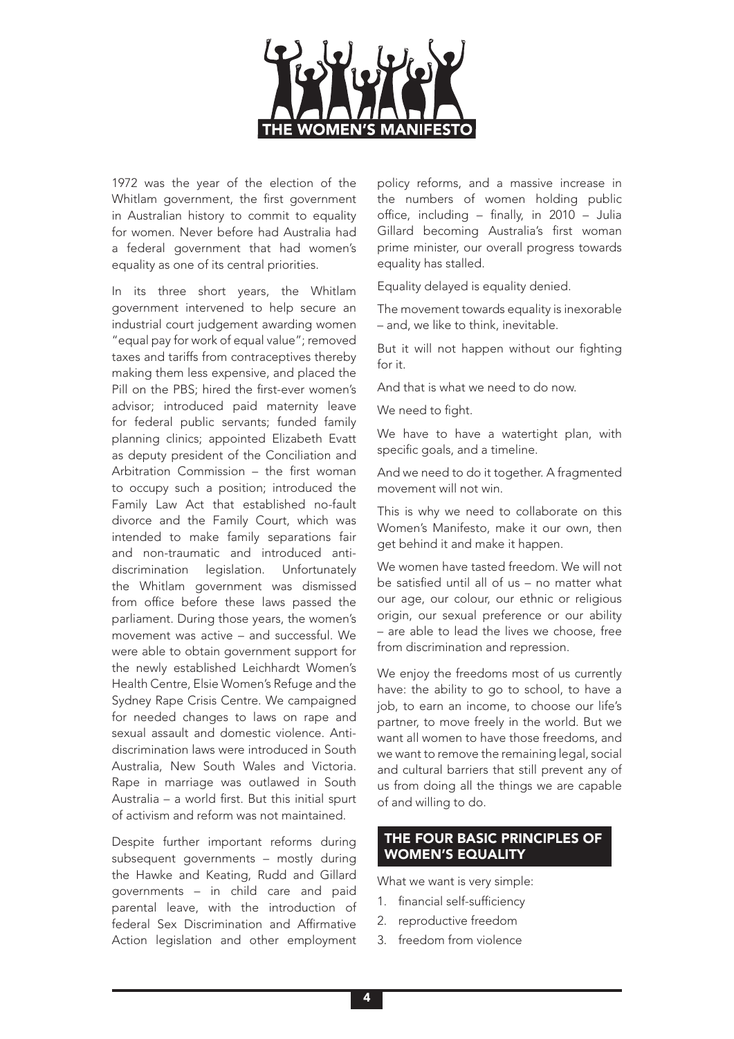1972 was the year of the election of the Whitlam government, the first government in Australian history to commit to equality for women. Never before had Australia had a federal government that had women's equality as one of its central priorities.

In its three short years, the Whitlam government intervened to help secure an industrial court judgement awarding women "equal pay for work of equal value"; removed taxes and tariffs from contraceptives thereby making them less expensive, and placed the Pill on the PBS; hired the first-ever women's advisor; introduced paid maternity leave for federal public servants; funded family planning clinics; appointed Elizabeth Evatt as deputy president of the Conciliation and Arbitration Commission – the first woman to occupy such a position; introduced the Family Law Act that established no-fault divorce and the Family Court, which was intended to make family separations fair and non-traumatic and introduced anti-discrimination legislation. Unfortunately the Whitlam government was dismissed from office before these laws passed the parliament. During those years, the women's movement was active – and successful. We were able to obtain government support for the newly established Leichhardt Women's Health Centre, Elsie Women's Refuge and the Sydney Rape Crisis Centre. We campaigned for needed changes to laws on rape and sexual assault and domestic violence. Anti-discrimination laws were introduced in South Australia, New South Wales and Victoria. Rape in marriage was outlawed in South Australia – a world first. But this initial spurt of activism and reform was not maintained.

Despite further important reforms during subsequent governments – mostly during the Hawke and Keating, Rudd and Gillard governments – in child care and paid parental leave, with the introduction of federal Sex Discrimination and Affirmative Action legislation and other employment policy reforms, and a massive increase in the numbers of women holding public office, including – finally, in 2010 – Julia Gillard becoming Australia's first woman prime minister, our overall progress towards equality has stalled.

Equality delayed is equality denied.

The movement towards equality is inexorable – and, we like to think, inevitable.

But it will not happen without our fighting for it.

And that is what we need to do now.

We need to fight.

We have to have a watertight plan, with specific goals, and a timeline.

And we need to do it together. A fragmented movement will not win.

This is why we need to collaborate on this Women's Manifesto, make it our own, then get behind it and make it happen.

We women have tasted freedom. We will not be satisfied until all of us – no matter what our age, our colour, our ethnic or religious origin, our sexual preference or our ability – are able to lead the lives we choose, free from discrimination and repression.

We enjoy the freedoms most of us currently have: the ability to go to school, to have a job, to earn an income, to choose our life's partner, to move freely in the world. But we want all women to have those freedoms, and we want to remove the remaining legal, social and cultural barriers that still prevent any of us from doing all the things we are capable of and willing to do.

## THE FOUR BASIC PRINCIPLES OF WOMEN'S EQUALITY

What we want is very simple:

1. financial self-sufficiency
2. reproductive freedom
3. freedom from violence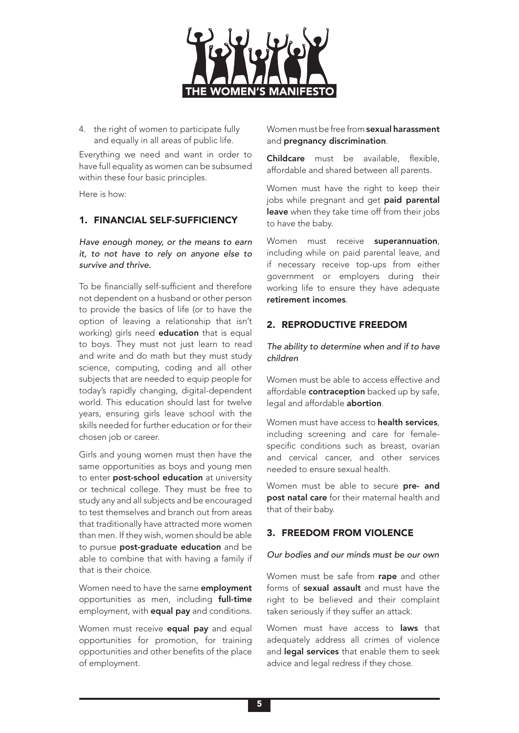4. the right of women to participate fully and equally in all areas of public life.

Everything we need and want in order to have full equality as women can be subsumed within these four basic principles.

Here is how:

## 1. FINANCIAL SELF-SUFFICIENCY

*Have enough money, or the means to earn it, to not have to rely on anyone else to survive and thrive.*

To be financially self-sufficient and therefore not dependent on a husband or other person to provide the basics of life (or to have the option of leaving a relationship that isn't working) girls need **education** that is equal to boys. They must not just learn to read and write and do math but they must study science, computing, coding and all other subjects that are needed to equip people for today's rapidly changing, digital-dependent world. This education should last for twelve years, ensuring girls leave school with the skills needed for further education or for their chosen job or career.

Girls and young women must then have the same opportunities as boys and young men to enter **post-school education** at university or technical college. They must be free to study any and all subjects and be encouraged to test themselves and branch out from areas that traditionally have attracted more women than men. If they wish, women should be able to pursue **post-graduate education** and be able to combine that with having a family if that is their choice.

Women need to have the same **employment** opportunities as men, including **full-time** employment, with **equal pay** and conditions.

Women must receive **equal pay** and equal opportunities for promotion, for training opportunities and other benefits of the place of employment.

Women must be free from **sexual harassment** and **pregnancy discrimination**.

**Childcare** must be available, flexible, affordable and shared between all parents.

Women must have the right to keep their jobs while pregnant and get **paid parental leave** when they take time off from their jobs to have the baby.

Women must receive **superannuation**, including while on paid parental leave, and if necessary receive top-ups from either government or employers during their working life to ensure they have adequate **retirement incomes**.

## 2. REPRODUCTIVE FREEDOM

*The ability to determine when and if to have children*

Women must be able to access effective and affordable **contraception** backed up by safe, legal and affordable **abortion**.

Women must have access to **health services**, including screening and care for female-specific conditions such as breast, ovarian and cervical cancer, and other services needed to ensure sexual health.

Women must be able to secure **pre- and post natal care** for their maternal health and that of their baby.

## 3. FREEDOM FROM VIOLENCE

*Our bodies and our minds must be our own*

Women must be safe from **rape** and other forms of **sexual assault** and must have the right to be believed and their complaint taken seriously if they suffer an attack.

Women must have access to **laws** that adequately address all crimes of violence and **legal services** that enable them to seek advice and legal redress if they chose.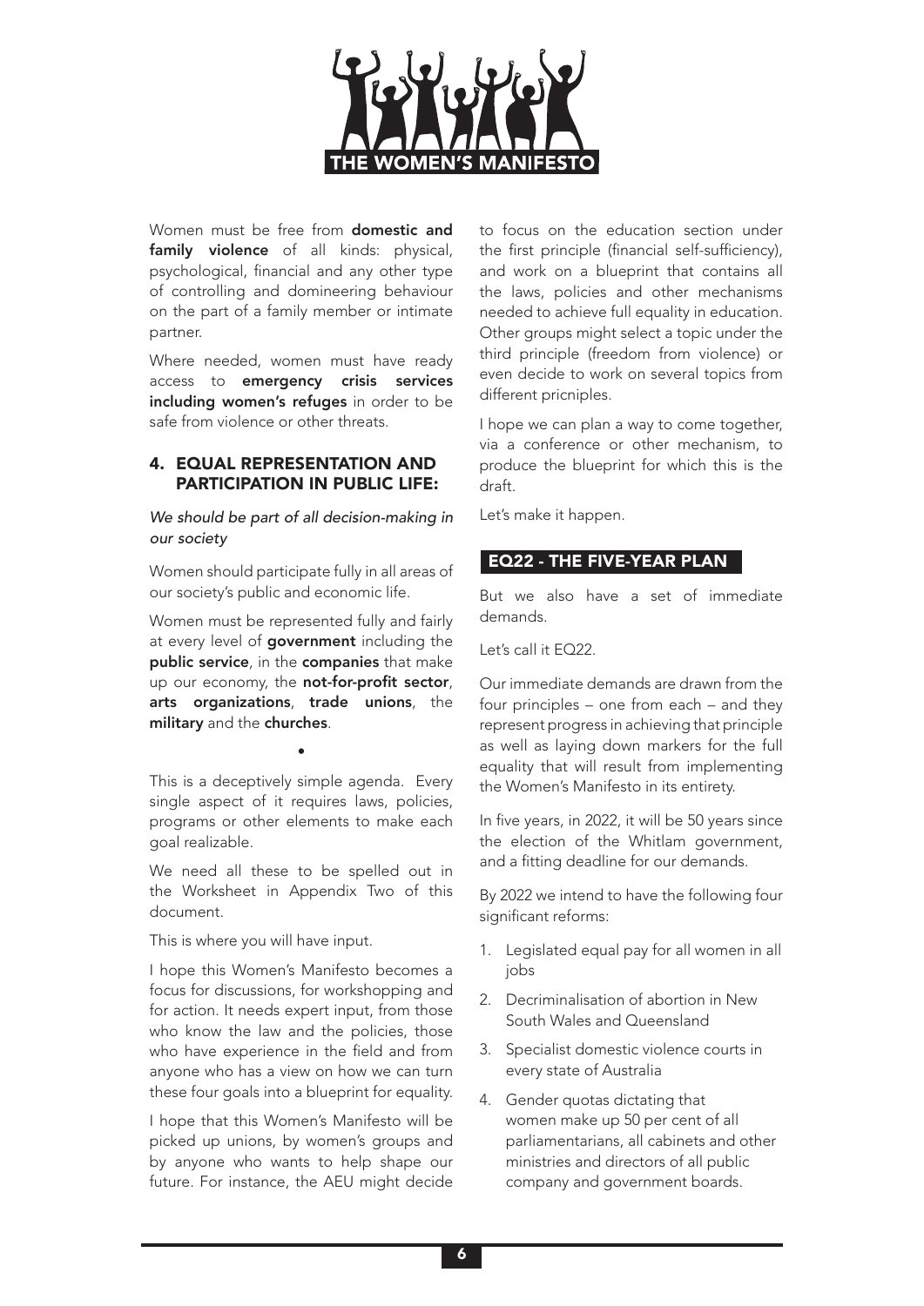Women must be free from **domestic and family violence** of all kinds: physical, psychological, financial and any other type of controlling and domineering behaviour on the part of a family member or intimate partner.

Where needed, women must have ready access to **emergency crisis services including women's refuges** in order to be safe from violence or other threats.

## 4. EQUAL REPRESENTATION AND PARTICIPATION IN PUBLIC LIFE:

*We should be part of all decision-making in our society*

Women should participate fully in all areas of our society's public and economic life.

Women must be represented fully and fairly at every level of **government** including the **public service**, in the **companies** that make up our economy, the **not-for-profit sector**, **arts organizations**, **trade unions**, the **military** and the **churches**.

•

This is a deceptively simple agenda. Every single aspect of it requires laws, policies, programs or other elements to make each goal realizable.

We need all these to be spelled out in the Worksheet in Appendix Two of this document.

This is where you will have input.

I hope this Women's Manifesto becomes a focus for discussions, for workshopping and for action. It needs expert input, from those who know the law and the policies, those who have experience in the field and from anyone who has a view on how we can turn these four goals into a blueprint for equality.

I hope that this Women's Manifesto will be picked up unions, by women's groups and by anyone who wants to help shape our future. For instance, the AEU might decide to focus on the education section under the first principle (financial self-sufficiency), and work on a blueprint that contains all the laws, policies and other mechanisms needed to achieve full equality in education. Other groups might select a topic under the third principle (freedom from violence) or even decide to work on several topics from different pricniples.

I hope we can plan a way to come together, via a conference or other mechanism, to produce the blueprint for which this is the draft.

Let's make it happen.

## EQ22 - THE FIVE-YEAR PLAN

But we also have a set of immediate demands.

Let's call it EQ22.

Our immediate demands are drawn from the four principles – one from each – and they represent progress in achieving that principle as well as laying down markers for the full equality that will result from implementing the Women's Manifesto in its entirety.

In five years, in 2022, it will be 50 years since the election of the Whitlam government, and a fitting deadline for our demands.

By 2022 we intend to have the following four significant reforms:

1. Legislated equal pay for all women in all jobs
2. Decriminalisation of abortion in New South Wales and Queensland
3. Specialist domestic violence courts in every state of Australia
4. Gender quotas dictating that women make up 50 per cent of all parliamentarians, all cabinets and other ministries and directors of all public company and government boards.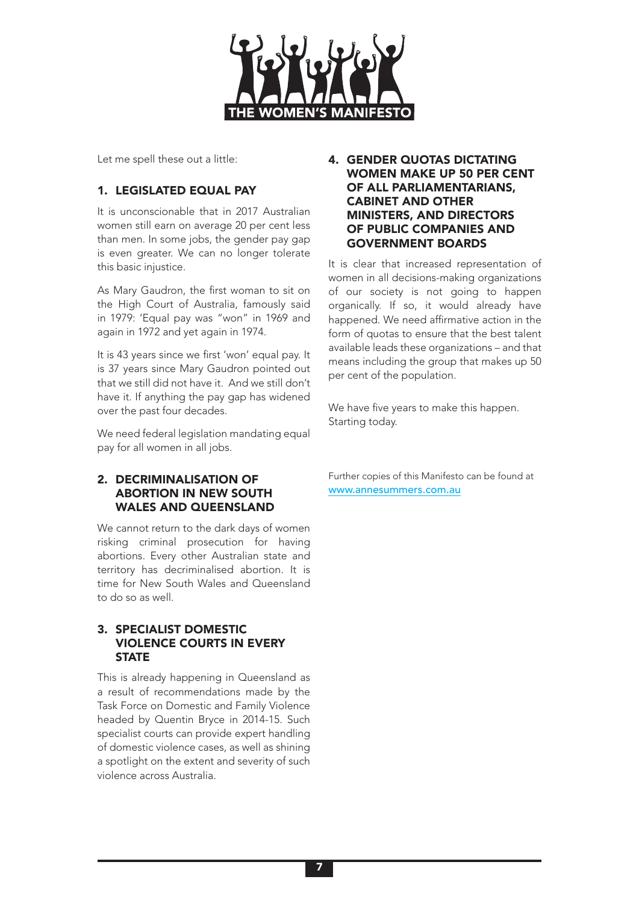Let me spell these out a little:

## 1. LEGISLATED EQUAL PAY

It is unconscionable that in 2017 Australian women still earn on average 20 per cent less than men. In some jobs, the gender pay gap is even greater. We can no longer tolerate this basic injustice.

As Mary Gaudron, the first woman to sit on the High Court of Australia, famously said in 1979: 'Equal pay was "won" in 1969 and again in 1972 and yet again in 1974.

It is 43 years since we first 'won' equal pay. It is 37 years since Mary Gaudron pointed out that we still did not have it. And we still don't have it. If anything the pay gap has widened over the past four decades.

We need federal legislation mandating equal pay for all women in all jobs.

## 2. DECRIMINALISATION OF ABORTION IN NEW SOUTH WALES AND QUEENSLAND

We cannot return to the dark days of women risking criminal prosecution for having abortions. Every other Australian state and territory has decriminalised abortion. It is time for New South Wales and Queensland to do so as well.

## 3. SPECIALIST DOMESTIC VIOLENCE COURTS IN EVERY STATE

This is already happening in Queensland as a result of recommendations made by the Task Force on Domestic and Family Violence headed by Quentin Bryce in 2014-15. Such specialist courts can provide expert handling of domestic violence cases, as well as shining a spotlight on the extent and severity of such violence across Australia.

## 4. GENDER QUOTAS DICTATING WOMEN MAKE UP 50 PER CENT OF ALL PARLIAMENTARIANS, CABINET AND OTHER MINISTERS, AND DIRECTORS OF PUBLIC COMPANIES AND GOVERNMENT BOARDS

It is clear that increased representation of women in all decisions-making organizations of our society is not going to happen organically. If so, it would already have happened. We need affirmative action in the form of quotas to ensure that the best talent available leads these organizations – and that means including the group that makes up 50 per cent of the population.

We have five years to make this happen. Starting today.

Further copies of this Manifesto can be found at www.annesummers.com.au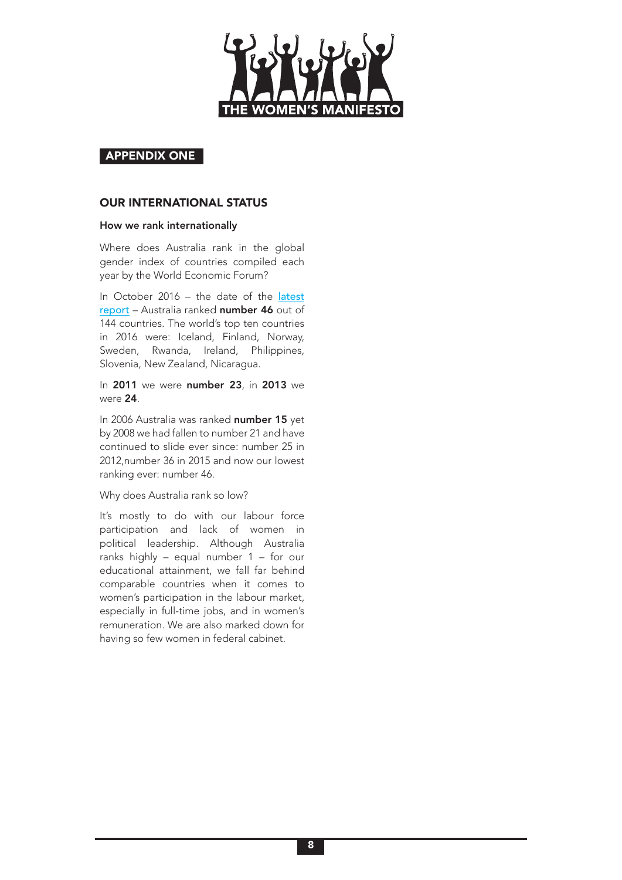## APPENDIX ONE

### OUR INTERNATIONAL STATUS

#### How we rank internationally

Where does Australia rank in the global gender index of countries compiled each year by the World Economic Forum?

In October 2016 – the date of the [latest report] – Australia ranked **number 46** out of 144 countries. The world's top ten countries in 2016 were: Iceland, Finland, Norway, Sweden, Rwanda, Ireland, Philippines, Slovenia, New Zealand, Nicaragua.

In **2011** we were **number 23**, in **2013** we were **24**.

In 2006 Australia was ranked **number 15** yet by 2008 we had fallen to number 21 and have continued to slide ever since: number 25 in 2012,number 36 in 2015 and now our lowest ranking ever: number 46.

Why does Australia rank so low?

It's mostly to do with our labour force participation and lack of women in political leadership. Although Australia ranks highly – equal number 1 – for our educational attainment, we fall far behind comparable countries when it comes to women's participation in the labour market, especially in full-time jobs, and in women's remuneration. We are also marked down for having so few women in federal cabinet.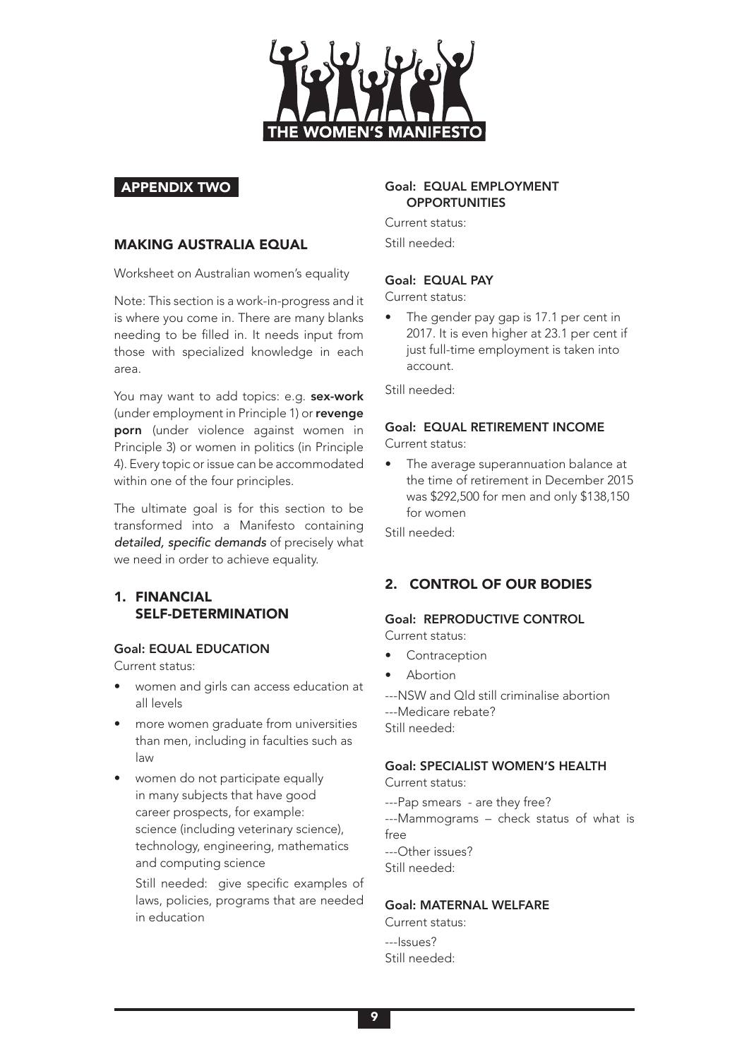## APPENDIX TWO

## MAKING AUSTRALIA EQUAL

Worksheet on Australian women's equality

Note: This section is a work-in-progress and it is where you come in. There are many blanks needing to be filled in. It needs input from those with specialized knowledge in each area.

You may want to add topics: e.g. **sex-work** (under employment in Principle 1) or **revenge porn** (under violence against women in Principle 3) or women in politics (in Principle 4). Every topic or issue can be accommodated within one of the four principles.

The ultimate goal is for this section to be transformed into a Manifesto containing ***detailed, specific demands*** of precisely what we need in order to achieve equality.

### 1. FINANCIAL SELF-DETERMINATION

#### Goal: EQUAL EDUCATION

Current status:

- women and girls can access education at all levels
- more women graduate from universities than men, including in faculties such as law
- women do not participate equally in many subjects that have good career prospects, for example: science (including veterinary science), technology, engineering, mathematics and computing science

  Still needed: give specific examples of laws, policies, programs that are needed in education

#### Goal: EQUAL EMPLOYMENT OPPORTUNITIES

Current status:

Still needed:

#### Goal: EQUAL PAY

Current status:

- The gender pay gap is 17.1 per cent in 2017. It is even higher at 23.1 per cent if just full-time employment is taken into account.

Still needed:

#### Goal: EQUAL RETIREMENT INCOME

Current status:

- The average superannuation balance at the time of retirement in December 2015 was $292,500 for men and only $138,150 for women

Still needed:

### 2. CONTROL OF OUR BODIES

#### Goal: REPRODUCTIVE CONTROL

Current status:

- Contraception
- Abortion

---NSW and Qld still criminalise abortion
---Medicare rebate?
Still needed:

#### Goal: SPECIALIST WOMEN'S HEALTH

Current status:

---Pap smears - are they free?
---Mammograms – check status of what is free
---Other issues?
Still needed:

#### Goal: MATERNAL WELFARE

Current status:

---Issues?
Still needed: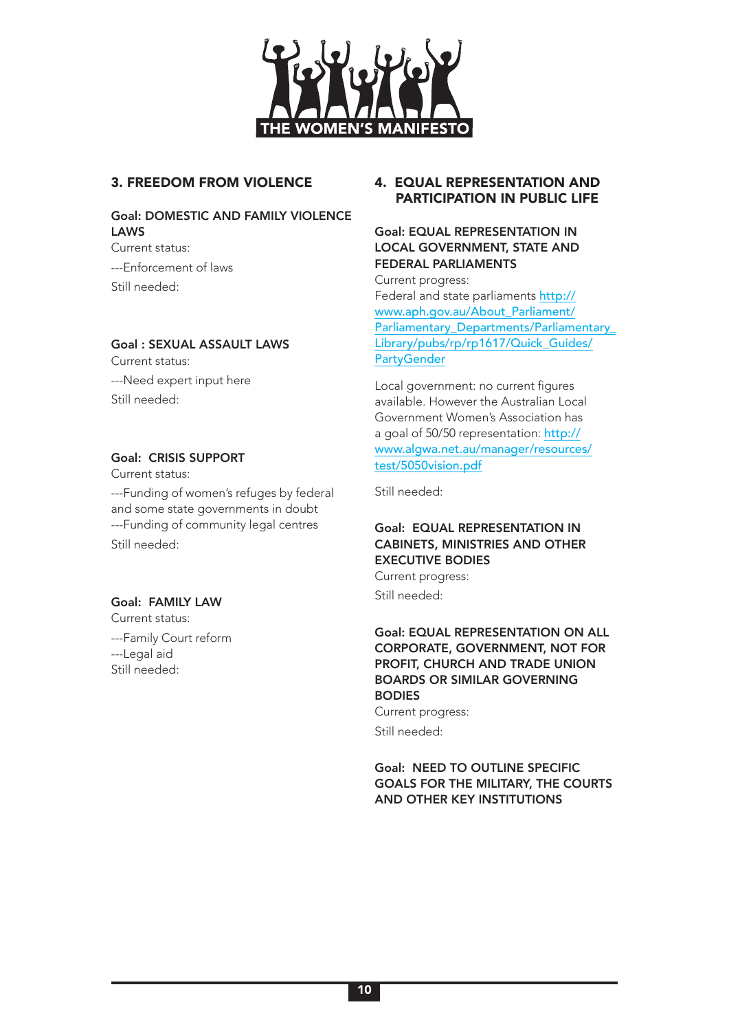## 3. FREEDOM FROM VIOLENCE

### Goal: DOMESTIC AND FAMILY VIOLENCE LAWS

Current status:

---Enforcement of laws

Still needed:

### Goal : SEXUAL ASSAULT LAWS

Current status:

---Need expert input here

Still needed:

### Goal: CRISIS SUPPORT

Current status:

---Funding of women's refuges by federal and some state governments in doubt

---Funding of community legal centres

Still needed:

### Goal: FAMILY LAW

Current status:

---Family Court reform

---Legal aid

Still needed:

## 4. EQUAL REPRESENTATION AND PARTICIPATION IN PUBLIC LIFE

### Goal: EQUAL REPRESENTATION IN LOCAL GOVERNMENT, STATE AND FEDERAL PARLIAMENTS

Current progress:

Federal and state parliaments http://www.aph.gov.au/About_Parliament/Parliamentary_Departments/Parliamentary_Library/pubs/rp/rp1617/Quick_Guides/PartyGender

Local government: no current figures available. However the Australian Local Government Women's Association has a goal of 50/50 representation: http://www.algwa.net.au/manager/resources/test/5050vision.pdf

Still needed:

### Goal: EQUAL REPRESENTATION IN CABINETS, MINISTRIES AND OTHER EXECUTIVE BODIES

Current progress:

Still needed:

### Goal: EQUAL REPRESENTATION ON ALL CORPORATE, GOVERNMENT, NOT FOR PROFIT, CHURCH AND TRADE UNION BOARDS OR SIMILAR GOVERNING BODIES

Current progress:

Still needed:

### Goal: NEED TO OUTLINE SPECIFIC GOALS FOR THE MILITARY, THE COURTS AND OTHER KEY INSTITUTIONS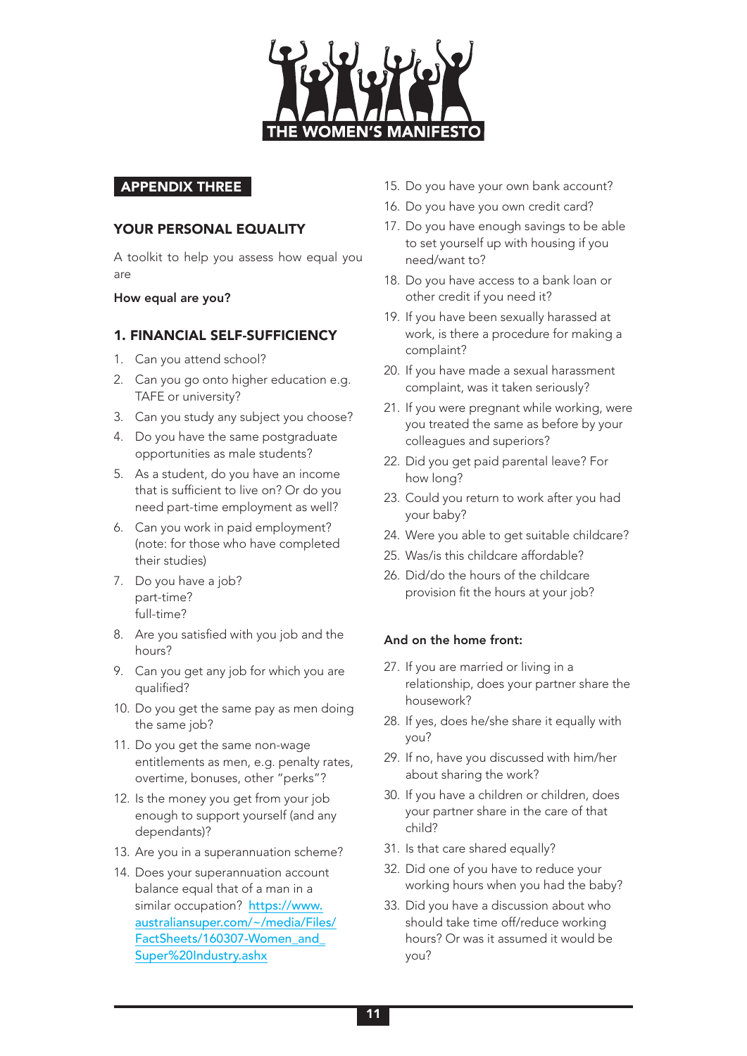THE WOMEN'S MANIFESTO

## APPENDIX THREE

### YOUR PERSONAL EQUALITY

A toolkit to help you assess how equal you are

**How equal are you?**

### 1. FINANCIAL SELF-SUFFICIENCY

1. Can you attend school?
2. Can you go onto higher education e.g. TAFE or university?
3. Can you study any subject you choose?
4. Do you have the same postgraduate opportunities as male students?
5. As a student, do you have an income that is sufficient to live on? Or do you need part-time employment as well?
6. Can you work in paid employment? (note: for those who have completed their studies)
7. Do you have a job?
   part-time?
   full-time?
8. Are you satisfied with you job and the hours?
9. Can you get any job for which you are qualified?
10. Do you get the same pay as men doing the same job?
11. Do you get the same non-wage entitlements as men, e.g. penalty rates, overtime, bonuses, other "perks"?
12. Is the money you get from your job enough to support yourself (and any dependants)?
13. Are you in a superannuation scheme?
14. Does your superannuation account balance equal that of a man in a similar occupation? https://www.australiansuper.com/~/media/Files/FactSheets/160307-Women_and_Super%20Industry.ashx
15. Do you have your own bank account?
16. Do you have you own credit card?
17. Do you have enough savings to be able to set yourself up with housing if you need/want to?
18. Do you have access to a bank loan or other credit if you need it?
19. If you have been sexually harassed at work, is there a procedure for making a complaint?
20. If you have made a sexual harassment complaint, was it taken seriously?
21. If you were pregnant while working, were you treated the same as before by your colleagues and superiors?
22. Did you get paid parental leave? For how long?
23. Could you return to work after you had your baby?
24. Were you able to get suitable childcare?
25. Was/is this childcare affordable?
26. Did/do the hours of the childcare provision fit the hours at your job?

**And on the home front:**

27. If you are married or living in a relationship, does your partner share the housework?
28. If yes, does he/she share it equally with you?
29. If no, have you discussed with him/her about sharing the work?
30. If you have a children or children, does your partner share in the care of that child?
31. Is that care shared equally?
32. Did one of you have to reduce your working hours when you had the baby?
33. Did you have a discussion about who should take time off/reduce working hours? Or was it assumed it would be you?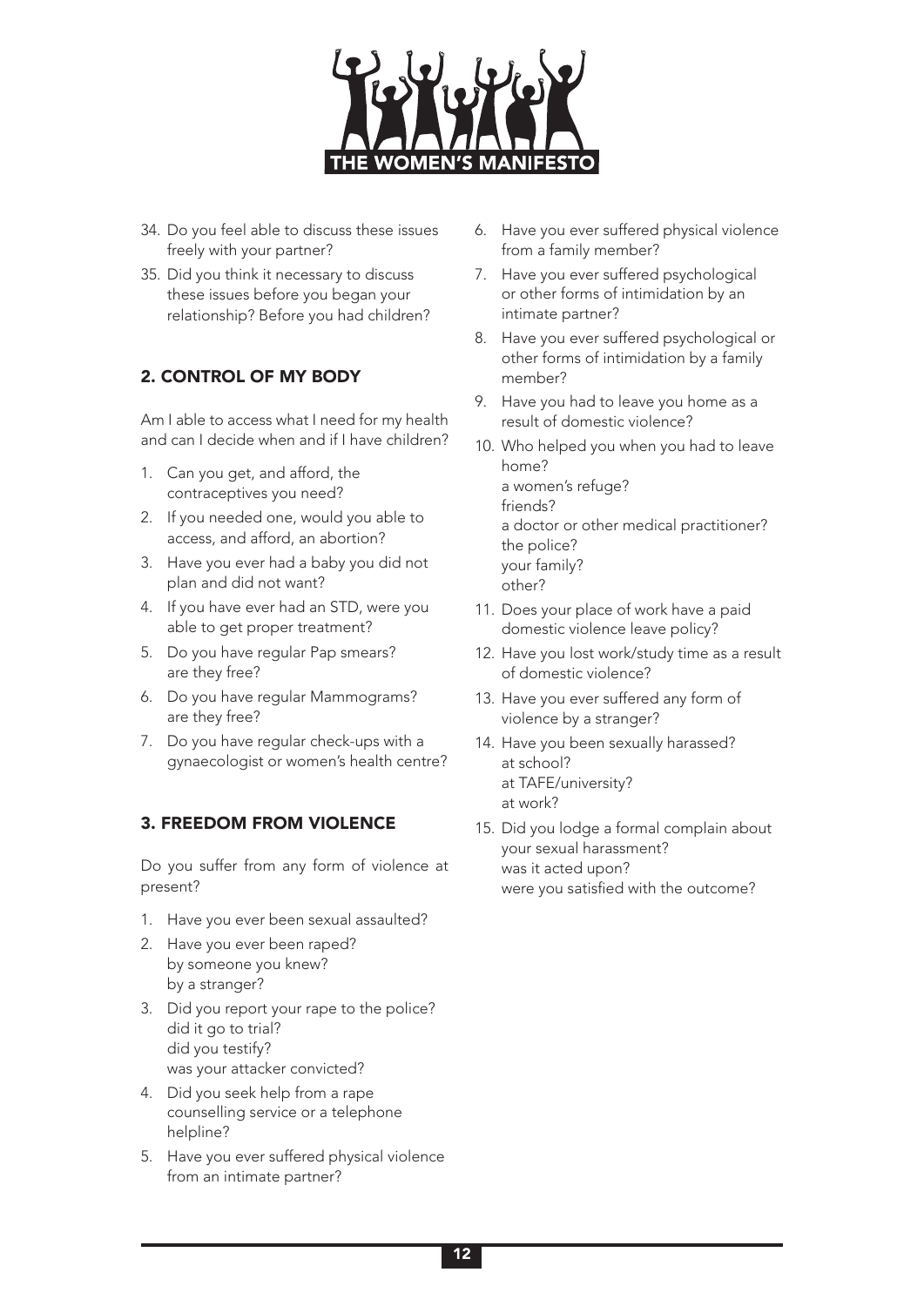34. Do you feel able to discuss these issues freely with your partner?
35. Did you think it necessary to discuss these issues before you began your relationship? Before you had children?

## 2. CONTROL OF MY BODY

Am I able to access what I need for my health and can I decide when and if I have children?

1. Can you get, and afford, the contraceptives you need?
2. If you needed one, would you able to access, and afford, an abortion?
3. Have you ever had a baby you did not plan and did not want?
4. If you have ever had an STD, were you able to get proper treatment?
5. Do you have regular Pap smears?
   are they free?
6. Do you have regular Mammograms?
   are they free?
7. Do you have regular check-ups with a gynaecologist or women's health centre?

## 3. FREEDOM FROM VIOLENCE

Do you suffer from any form of violence at present?

1. Have you ever been sexual assaulted?
2. Have you ever been raped?
   by someone you knew?
   by a stranger?
3. Did you report your rape to the police?
   did it go to trial?
   did you testify?
   was your attacker convicted?
4. Did you seek help from a rape counselling service or a telephone helpline?
5. Have you ever suffered physical violence from an intimate partner?
6. Have you ever suffered physical violence from a family member?
7. Have you ever suffered psychological or other forms of intimidation by an intimate partner?
8. Have you ever suffered psychological or other forms of intimidation by a family member?
9. Have you had to leave you home as a result of domestic violence?
10. Who helped you when you had to leave home?
    a women's refuge?
    friends?
    a doctor or other medical practitioner?
    the police?
    your family?
    other?
11. Does your place of work have a paid domestic violence leave policy?
12. Have you lost work/study time as a result of domestic violence?
13. Have you ever suffered any form of violence by a stranger?
14. Have you been sexually harassed?
    at school?
    at TAFE/university?
    at work?
15. Did you lodge a formal complain about your sexual harassment?
    was it acted upon?
    were you satisfied with the outcome?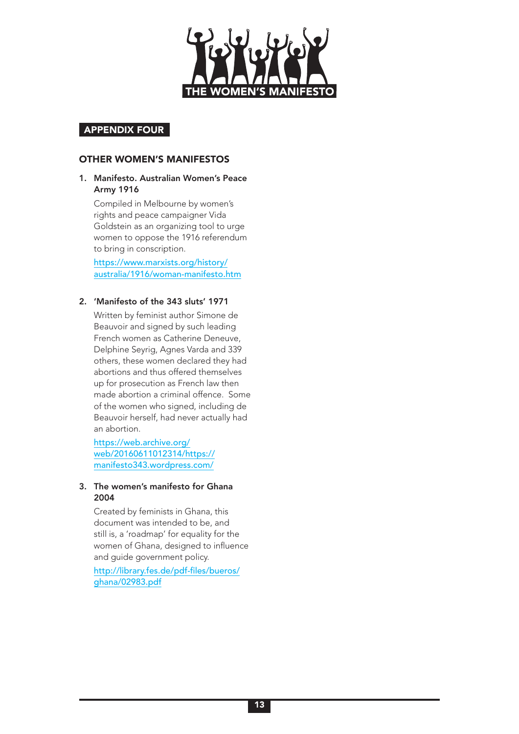## APPENDIX FOUR

### OTHER WOMEN'S MANIFESTOS

1. **Manifesto. Australian Women's Peace Army 1916**

   Compiled in Melbourne by women's rights and peace campaigner Vida Goldstein as an organizing tool to urge women to oppose the 1916 referendum to bring in conscription.

   https://www.marxists.org/history/australia/1916/woman-manifesto.htm

2. **'Manifesto of the 343 sluts' 1971**

   Written by feminist author Simone de Beauvoir and signed by such leading French women as Catherine Deneuve, Delphine Seyrig, Agnes Varda and 339 others, these women declared they had abortions and thus offered themselves up for prosecution as French law then made abortion a criminal offence. Some of the women who signed, including de Beauvoir herself, had never actually had an abortion.

   https://web.archive.org/web/20160611012314/https://manifesto343.wordpress.com/

3. **The women's manifesto for Ghana 2004**

   Created by feminists in Ghana, this document was intended to be, and still is, a 'roadmap' for equality for the women of Ghana, designed to influence and guide government policy.

   http://library.fes.de/pdf-files/bueros/ghana/02983.pdf